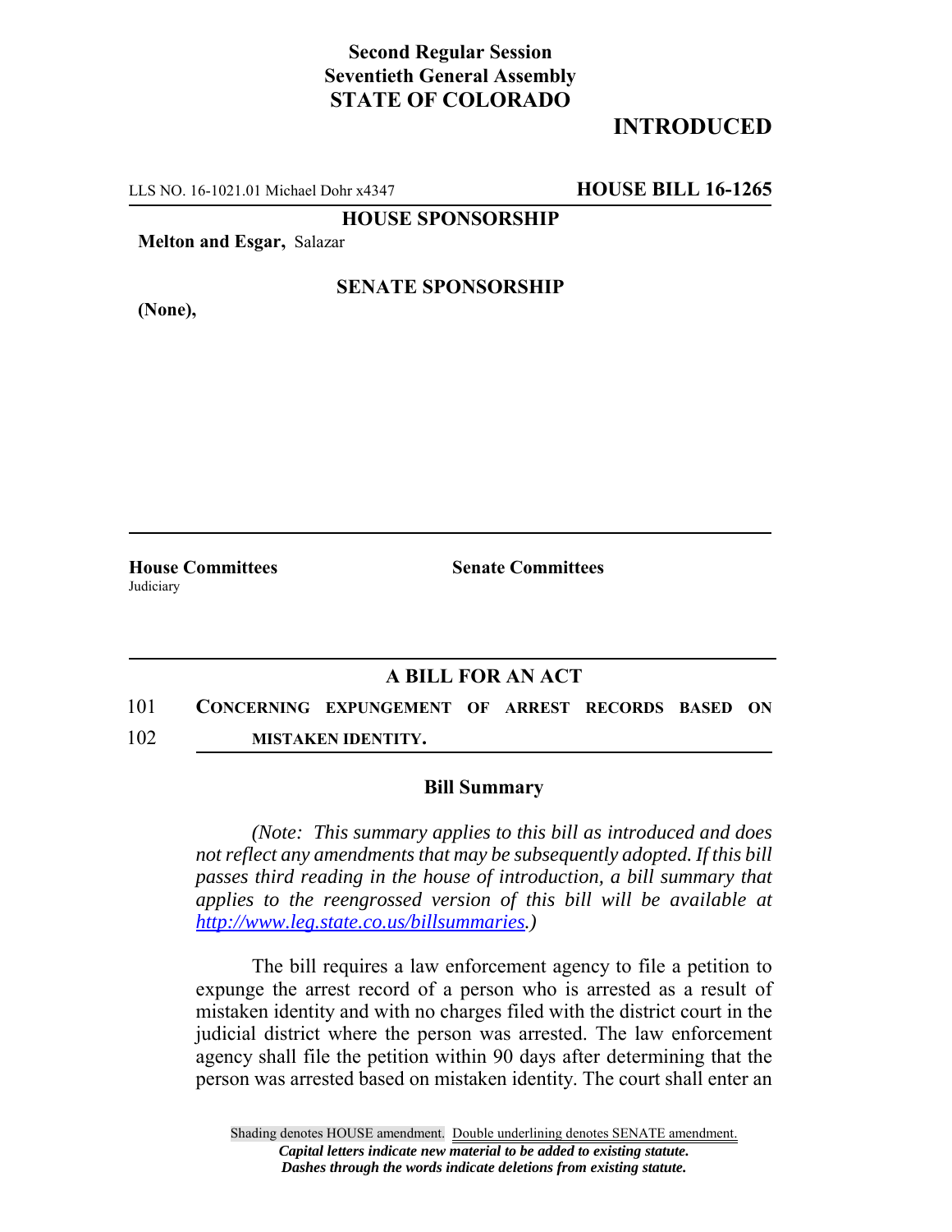**Second Regular Session**
**Seventieth General Assembly**
**STATE OF COLORADO**

# INTRODUCED

LLS NO. 16-1021.01 Michael Dohr x4347 **HOUSE BILL 16-1265**

**HOUSE SPONSORSHIP**

**Melton and Esgar,** Salazar

**SENATE SPONSORSHIP**

**(None),**

**House Committees**
Judiciary

**Senate Committees**

## A BILL FOR AN ACT

101 **CONCERNING EXPUNGEMENT OF ARREST RECORDS BASED ON**
102 **MISTAKEN IDENTITY.**

### Bill Summary

*(Note: This summary applies to this bill as introduced and does not reflect any amendments that may be subsequently adopted. If this bill passes third reading in the house of introduction, a bill summary that applies to the reengrossed version of this bill will be available at http://www.leg.state.co.us/billsummaries.)*

The bill requires a law enforcement agency to file a petition to expunge the arrest record of a person who is arrested as a result of mistaken identity and with no charges filed with the district court in the judicial district where the person was arrested. The law enforcement agency shall file the petition within 90 days after determining that the person was arrested based on mistaken identity. The court shall enter an

Shading denotes HOUSE amendment. Double underlining denotes SENATE amendment.
*Capital letters indicate new material to be added to existing statute.*
*Dashes through the words indicate deletions from existing statute.*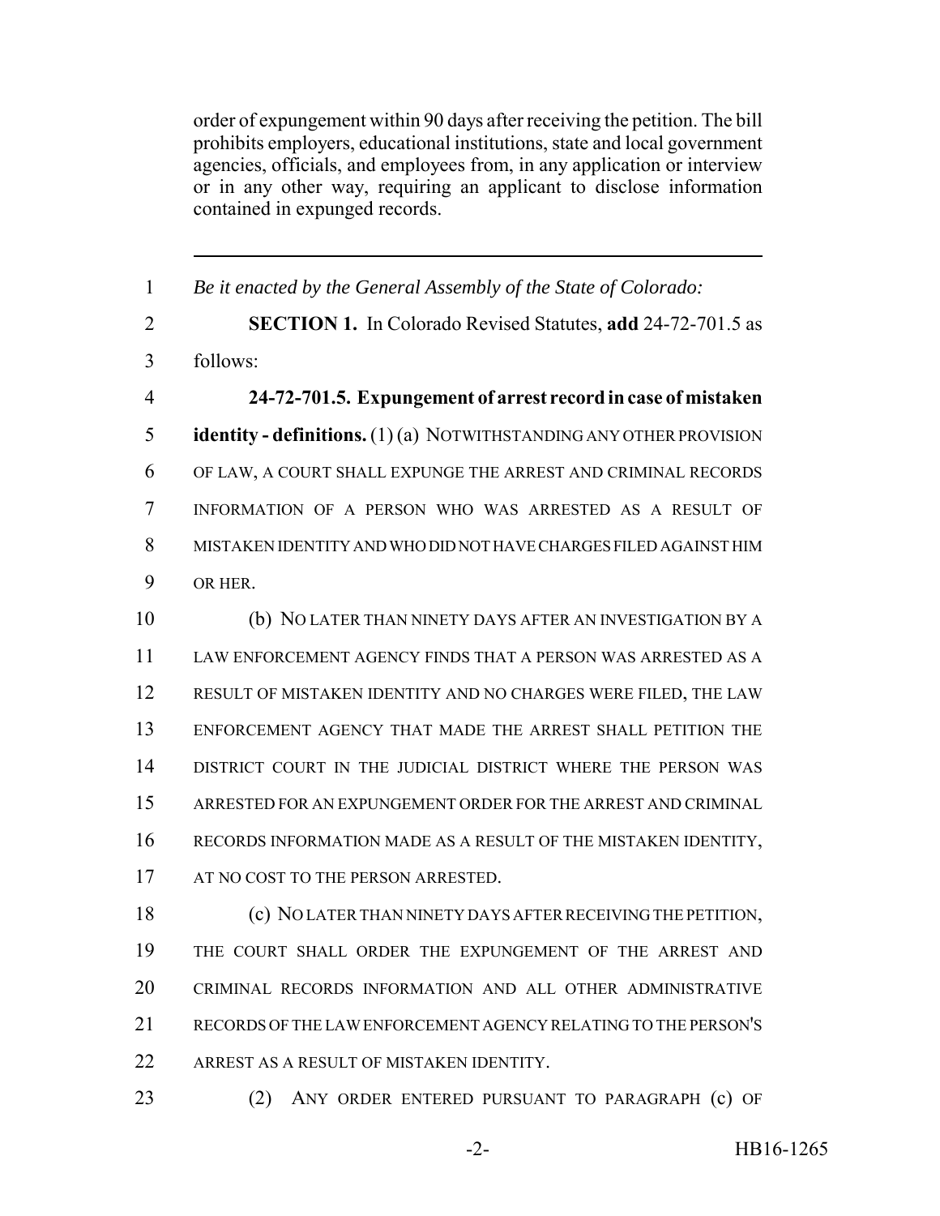order of expungement within 90 days after receiving the petition. The bill prohibits employers, educational institutions, state and local government agencies, officials, and employees from, in any application or interview or in any other way, requiring an applicant to disclose information contained in expunged records.

---

1 *Be it enacted by the General Assembly of the State of Colorado:*

2 **SECTION 1.** In Colorado Revised Statutes, **add** 24-72-701.5 as

3 follows:

4 **24-72-701.5. Expungement of arrest record in case of mistaken**

5 **identity - definitions.** (1) (a) NOTWITHSTANDING ANY OTHER PROVISION

6 OF LAW, A COURT SHALL EXPUNGE THE ARREST AND CRIMINAL RECORDS

7 INFORMATION OF A PERSON WHO WAS ARRESTED AS A RESULT OF

8 MISTAKEN IDENTITY AND WHO DID NOT HAVE CHARGES FILED AGAINST HIM

9 OR HER.

10 (b) NO LATER THAN NINETY DAYS AFTER AN INVESTIGATION BY A

11 LAW ENFORCEMENT AGENCY FINDS THAT A PERSON WAS ARRESTED AS A

12 RESULT OF MISTAKEN IDENTITY AND NO CHARGES WERE FILED, THE LAW

13 ENFORCEMENT AGENCY THAT MADE THE ARREST SHALL PETITION THE

14 DISTRICT COURT IN THE JUDICIAL DISTRICT WHERE THE PERSON WAS

15 ARRESTED FOR AN EXPUNGEMENT ORDER FOR THE ARREST AND CRIMINAL

16 RECORDS INFORMATION MADE AS A RESULT OF THE MISTAKEN IDENTITY,

17 AT NO COST TO THE PERSON ARRESTED.

18 (c) NO LATER THAN NINETY DAYS AFTER RECEIVING THE PETITION,

19 THE COURT SHALL ORDER THE EXPUNGEMENT OF THE ARREST AND

20 CRIMINAL RECORDS INFORMATION AND ALL OTHER ADMINISTRATIVE

21 RECORDS OF THE LAW ENFORCEMENT AGENCY RELATING TO THE PERSON'S

22 ARREST AS A RESULT OF MISTAKEN IDENTITY.

23 (2) ANY ORDER ENTERED PURSUANT TO PARAGRAPH (c) OF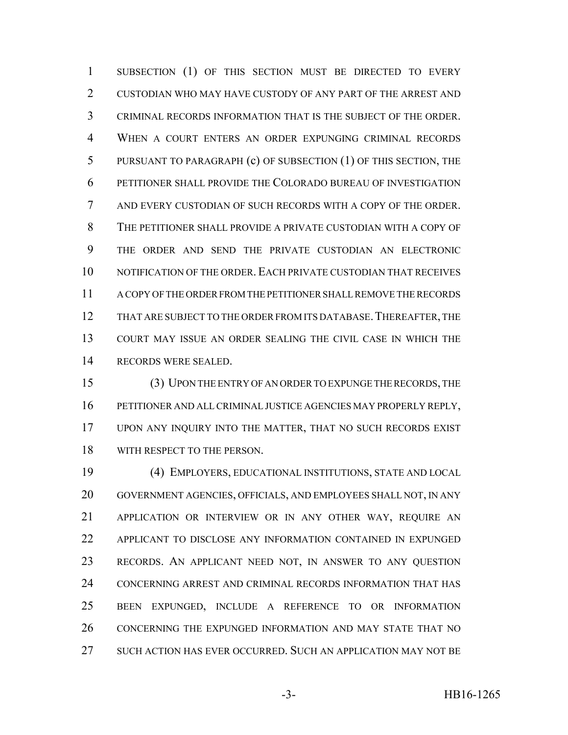SUBSECTION (1) OF THIS SECTION MUST BE DIRECTED TO EVERY CUSTODIAN WHO MAY HAVE CUSTODY OF ANY PART OF THE ARREST AND CRIMINAL RECORDS INFORMATION THAT IS THE SUBJECT OF THE ORDER. WHEN A COURT ENTERS AN ORDER EXPUNGING CRIMINAL RECORDS PURSUANT TO PARAGRAPH (c) OF SUBSECTION (1) OF THIS SECTION, THE PETITIONER SHALL PROVIDE THE COLORADO BUREAU OF INVESTIGATION AND EVERY CUSTODIAN OF SUCH RECORDS WITH A COPY OF THE ORDER. THE PETITIONER SHALL PROVIDE A PRIVATE CUSTODIAN WITH A COPY OF THE ORDER AND SEND THE PRIVATE CUSTODIAN AN ELECTRONIC NOTIFICATION OF THE ORDER. EACH PRIVATE CUSTODIAN THAT RECEIVES A COPY OF THE ORDER FROM THE PETITIONER SHALL REMOVE THE RECORDS THAT ARE SUBJECT TO THE ORDER FROM ITS DATABASE. THEREAFTER, THE COURT MAY ISSUE AN ORDER SEALING THE CIVIL CASE IN WHICH THE RECORDS WERE SEALED.

(3) UPON THE ENTRY OF AN ORDER TO EXPUNGE THE RECORDS, THE PETITIONER AND ALL CRIMINAL JUSTICE AGENCIES MAY PROPERLY REPLY, UPON ANY INQUIRY INTO THE MATTER, THAT NO SUCH RECORDS EXIST WITH RESPECT TO THE PERSON.

(4) EMPLOYERS, EDUCATIONAL INSTITUTIONS, STATE AND LOCAL GOVERNMENT AGENCIES, OFFICIALS, AND EMPLOYEES SHALL NOT, IN ANY APPLICATION OR INTERVIEW OR IN ANY OTHER WAY, REQUIRE AN APPLICANT TO DISCLOSE ANY INFORMATION CONTAINED IN EXPUNGED RECORDS. AN APPLICANT NEED NOT, IN ANSWER TO ANY QUESTION CONCERNING ARREST AND CRIMINAL RECORDS INFORMATION THAT HAS BEEN EXPUNGED, INCLUDE A REFERENCE TO OR INFORMATION CONCERNING THE EXPUNGED INFORMATION AND MAY STATE THAT NO SUCH ACTION HAS EVER OCCURRED. SUCH AN APPLICATION MAY NOT BE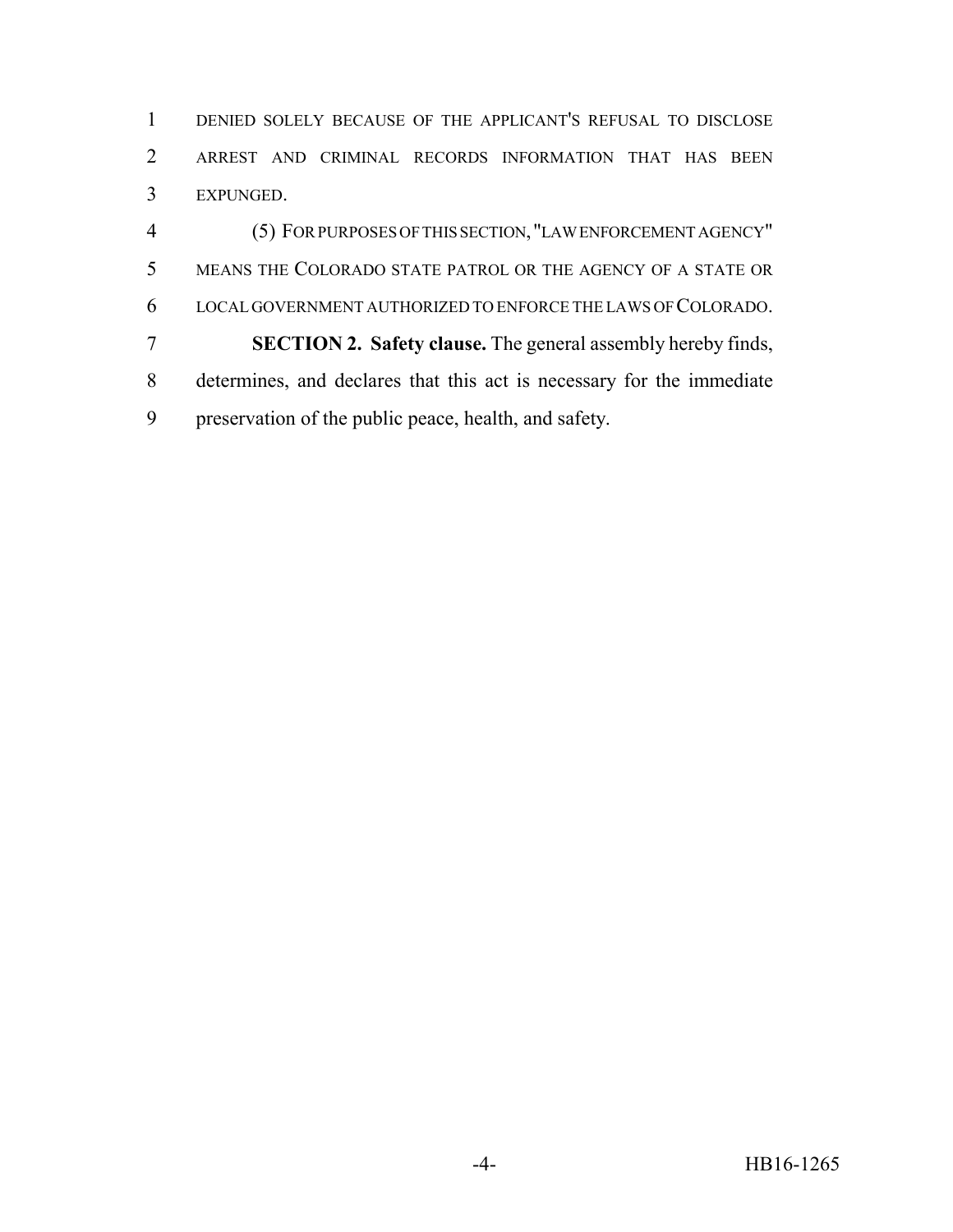DENIED SOLELY BECAUSE OF THE APPLICANT'S REFUSAL TO DISCLOSE ARREST AND CRIMINAL RECORDS INFORMATION THAT HAS BEEN EXPUNGED.

(5) FOR PURPOSES OF THIS SECTION, "LAW ENFORCEMENT AGENCY" MEANS THE COLORADO STATE PATROL OR THE AGENCY OF A STATE OR LOCAL GOVERNMENT AUTHORIZED TO ENFORCE THE LAWS OF COLORADO.

**SECTION 2. Safety clause.** The general assembly hereby finds, determines, and declares that this act is necessary for the immediate preservation of the public peace, health, and safety.